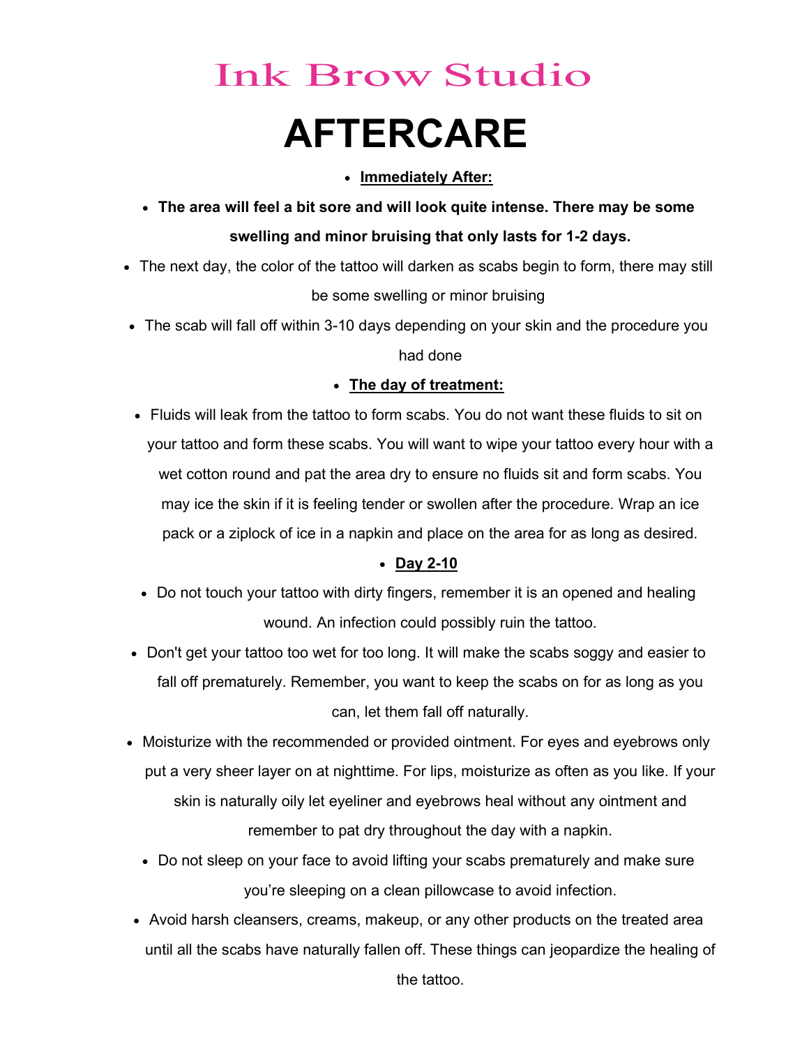# Ink Brow Studio

# AFTERCARE

- **Immediately After:**
- **The area will feel a bit sore and will look quite intense. There may be some swelling and minor bruising that only lasts for 1-2 days.**
- The next day, the color of the tattoo will darken as scabs begin to form, there may still be some swelling or minor bruising
- The scab will fall off within 3-10 days depending on your skin and the procedure you had done
- **The day of treatment:**
- Fluids will leak from the tattoo to form scabs. You do not want these fluids to sit on your tattoo and form these scabs. You will want to wipe your tattoo every hour with a wet cotton round and pat the area dry to ensure no fluids sit and form scabs. You may ice the skin if it is feeling tender or swollen after the procedure. Wrap an ice pack or a ziplock of ice in a napkin and place on the area for as long as desired.
- **Day 2-10**
- Do not touch your tattoo with dirty fingers, remember it is an opened and healing wound. An infection could possibly ruin the tattoo.
- Don't get your tattoo too wet for too long. It will make the scabs soggy and easier to fall off prematurely. Remember, you want to keep the scabs on for as long as you can, let them fall off naturally.
- Moisturize with the recommended or provided ointment. For eyes and eyebrows only put a very sheer layer on at nighttime. For lips, moisturize as often as you like. If your skin is naturally oily let eyeliner and eyebrows heal without any ointment and remember to pat dry throughout the day with a napkin.
- Do not sleep on your face to avoid lifting your scabs prematurely and make sure you're sleeping on a clean pillowcase to avoid infection.
- Avoid harsh cleansers, creams, makeup, or any other products on the treated area until all the scabs have naturally fallen off. These things can jeopardize the healing of the tattoo.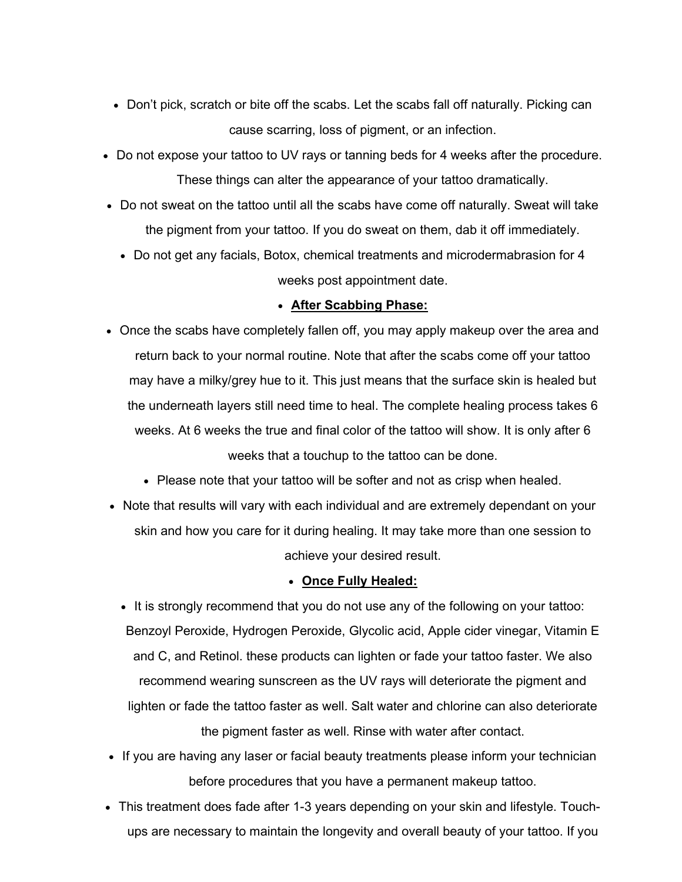- Don't pick, scratch or bite off the scabs. Let the scabs fall off naturally. Picking can cause scarring, loss of pigment, or an infection.
- Do not expose your tattoo to UV rays or tanning beds for 4 weeks after the procedure. These things can alter the appearance of your tattoo dramatically.
- Do not sweat on the tattoo until all the scabs have come off naturally. Sweat will take the pigment from your tattoo. If you do sweat on them, dab it off immediately.
- Do not get any facials, Botox, chemical treatments and microdermabrasion for 4 weeks post appointment date.
- **After Scabbing Phase:**
- Once the scabs have completely fallen off, you may apply makeup over the area and return back to your normal routine. Note that after the scabs come off your tattoo may have a milky/grey hue to it. This just means that the surface skin is healed but the underneath layers still need time to heal. The complete healing process takes 6 weeks. At 6 weeks the true and final color of the tattoo will show. It is only after 6 weeks that a touchup to the tattoo can be done.
- Please note that your tattoo will be softer and not as crisp when healed.
- Note that results will vary with each individual and are extremely dependant on your skin and how you care for it during healing. It may take more than one session to achieve your desired result.
- **Once Fully Healed:**
- It is strongly recommend that you do not use any of the following on your tattoo: Benzoyl Peroxide, Hydrogen Peroxide, Glycolic acid, Apple cider vinegar, Vitamin E and C, and Retinol. these products can lighten or fade your tattoo faster. We also recommend wearing sunscreen as the UV rays will deteriorate the pigment and lighten or fade the tattoo faster as well. Salt water and chlorine can also deteriorate the pigment faster as well. Rinse with water after contact.
- If you are having any laser or facial beauty treatments please inform your technician before procedures that you have a permanent makeup tattoo.
- This treatment does fade after 1-3 years depending on your skin and lifestyle. Touch-ups are necessary to maintain the longevity and overall beauty of your tattoo. If you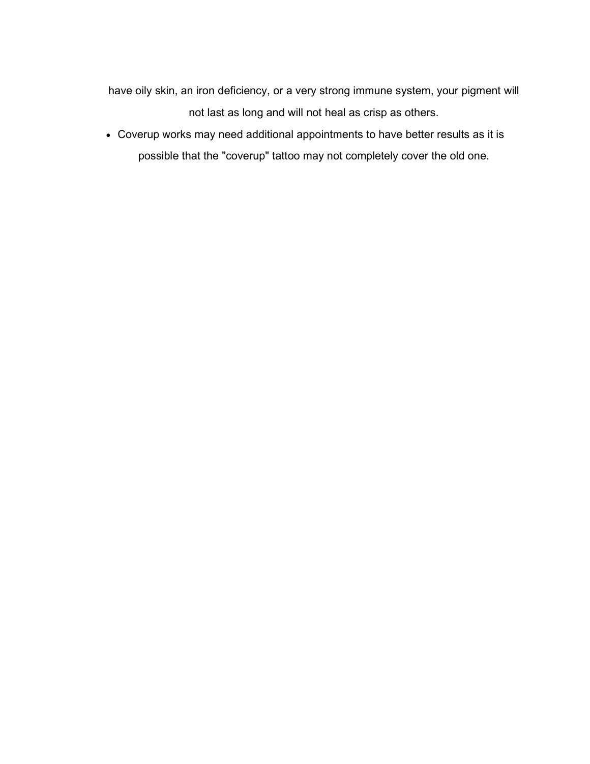have oily skin, an iron deficiency, or a very strong immune system, your pigment will not last as long and will not heal as crisp as others.

- Coverup works may need additional appointments to have better results as it is possible that the "coverup" tattoo may not completely cover the old one.